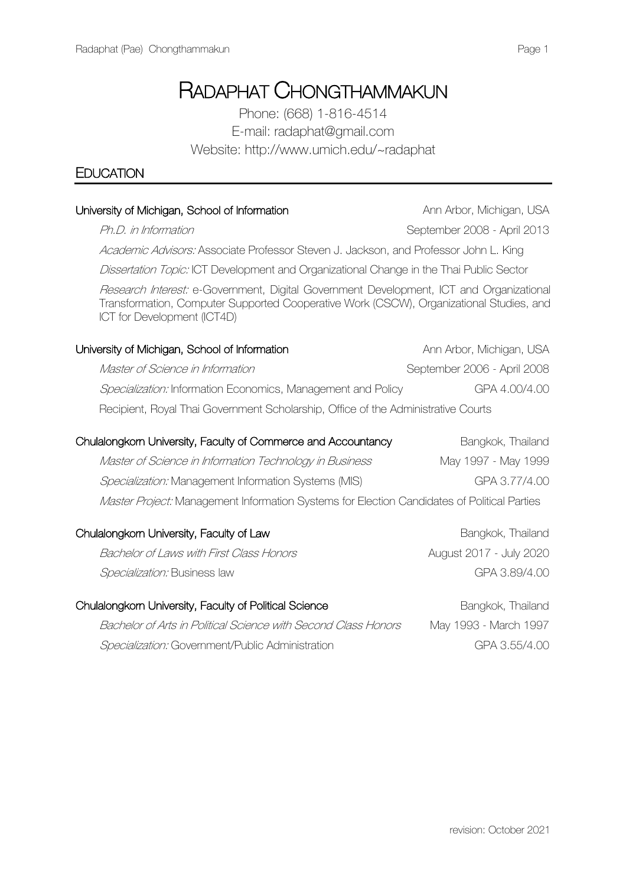# Radaphat Chongthammakun

Phone: (668) 1-816-4514
E-mail: radaphat@gmail.com
Website: http://www.umich.edu/~radaphat

## Education

**University of Michigan, School of Information** — Ann Arbor, Michigan, USA

*Ph.D. in Information* — September 2008 - April 2013

*Academic Advisors:* Associate Professor Steven J. Jackson, and Professor John L. King

*Dissertation Topic:* ICT Development and Organizational Change in the Thai Public Sector

*Research Interest:* e-Government, Digital Government Development, ICT and Organizational Transformation, Computer Supported Cooperative Work (CSCW), Organizational Studies, and ICT for Development (ICT4D)

**University of Michigan, School of Information** — Ann Arbor, Michigan, USA

*Master of Science in Information* — September 2006 - April 2008

*Specialization:* Information Economics, Management and Policy — GPA 4.00/4.00

Recipient, Royal Thai Government Scholarship, Office of the Administrative Courts

**Chulalongkorn University, Faculty of Commerce and Accountancy** — Bangkok, Thailand

*Master of Science in Information Technology in Business* — May 1997 - May 1999

*Specialization:* Management Information Systems (MIS) — GPA 3.77/4.00

*Master Project:* Management Information Systems for Election Candidates of Political Parties

**Chulalongkorn University, Faculty of Law** — Bangkok, Thailand

*Bachelor of Laws with First Class Honors* — August 2017 - July 2020

*Specialization:* Business law — GPA 3.89/4.00

**Chulalongkorn University, Faculty of Political Science** — Bangkok, Thailand

*Bachelor of Arts in Political Science with Second Class Honors* — May 1993 - March 1997

*Specialization:* Government/Public Administration — GPA 3.55/4.00

revision: October 2021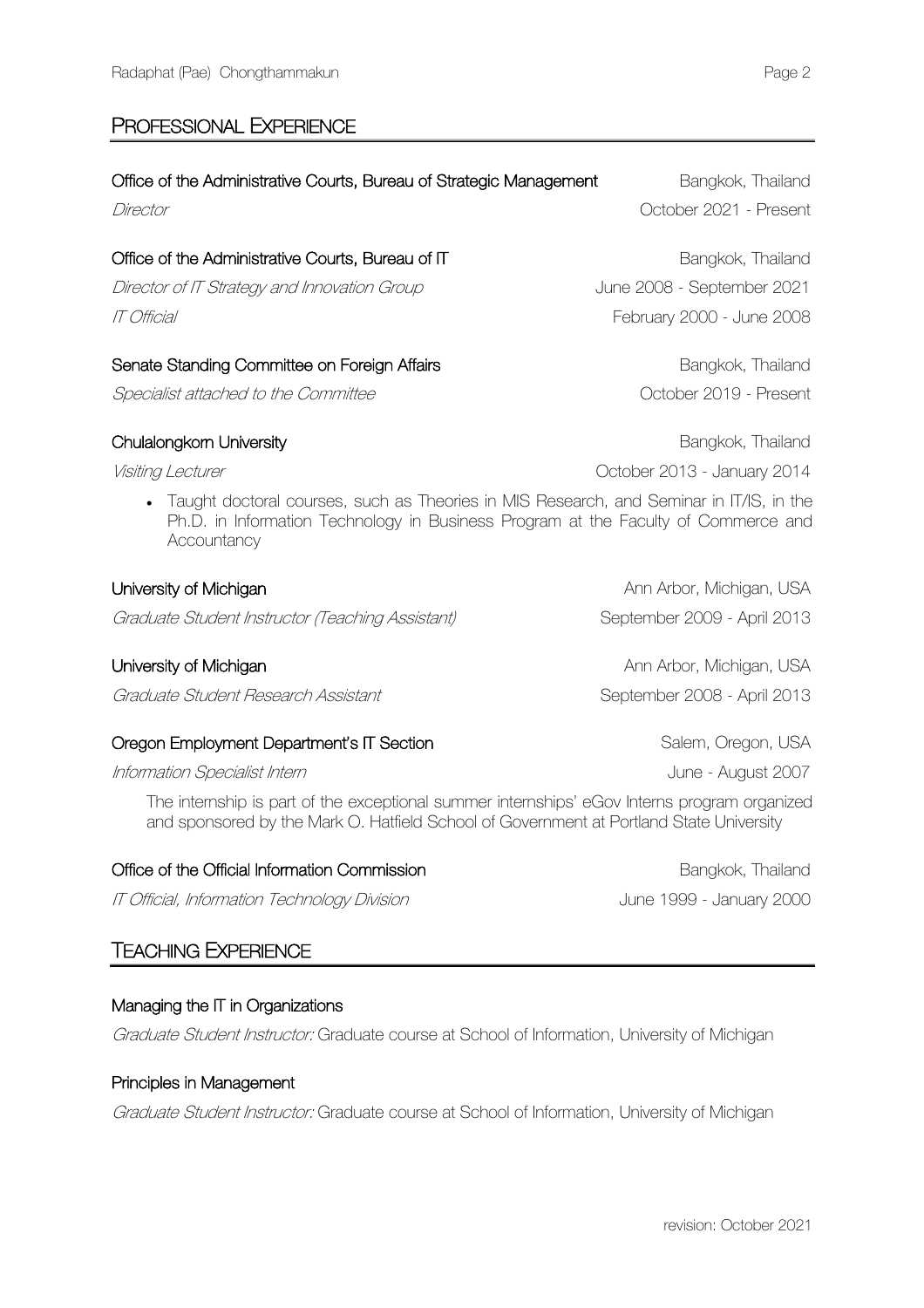## PROFESSIONAL EXPERIENCE

**Office of the Administrative Courts, Bureau of Strategic Management** — Bangkok, Thailand
*Director* — October 2021 - Present

**Office of the Administrative Courts, Bureau of IT** — Bangkok, Thailand
*Director of IT Strategy and Innovation Group* — June 2008 - September 2021
*IT Official* — February 2000 - June 2008

**Senate Standing Committee on Foreign Affairs** — Bangkok, Thailand
*Specialist attached to the Committee* — October 2019 - Present

**Chulalongkorn University** — Bangkok, Thailand
*Visiting Lecturer* — October 2013 - January 2014

- Taught doctoral courses, such as Theories in MIS Research, and Seminar in IT/IS, in the Ph.D. in Information Technology in Business Program at the Faculty of Commerce and Accountancy

**University of Michigan** — Ann Arbor, Michigan, USA
*Graduate Student Instructor (Teaching Assistant)* — September 2009 - April 2013

**University of Michigan** — Ann Arbor, Michigan, USA
*Graduate Student Research Assistant* — September 2008 - April 2013

**Oregon Employment Department's IT Section** — Salem, Oregon, USA
*Information Specialist Intern* — June - August 2007

The internship is part of the exceptional summer internships' eGov Interns program organized and sponsored by the Mark O. Hatfield School of Government at Portland State University

**Office of the Official Information Commission** — Bangkok, Thailand
*IT Official, Information Technology Division* — June 1999 - January 2000

## TEACHING EXPERIENCE

**Managing the IT in Organizations**

*Graduate Student Instructor:* Graduate course at School of Information, University of Michigan

**Principles in Management**

*Graduate Student Instructor:* Graduate course at School of Information, University of Michigan

revision: October 2021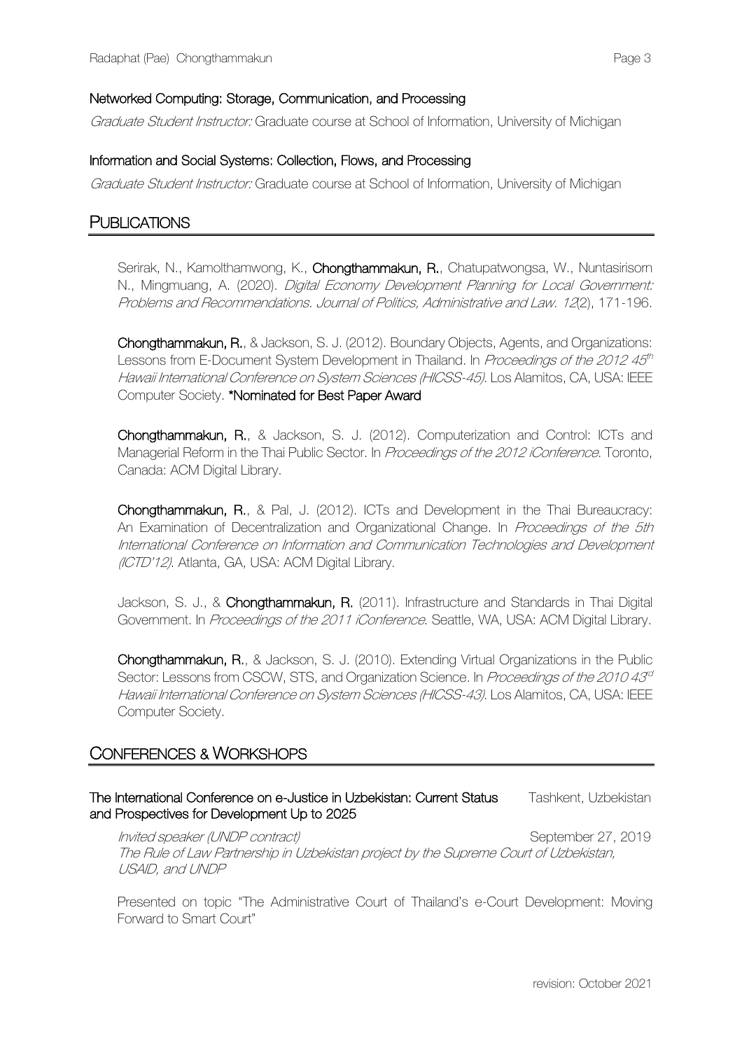### Networked Computing: Storage, Communication, and Processing

*Graduate Student Instructor:* Graduate course at School of Information, University of Michigan

### Information and Social Systems: Collection, Flows, and Processing

*Graduate Student Instructor:* Graduate course at School of Information, University of Michigan

## PUBLICATIONS

Serirak, N., Kamolthamwong, K., **Chongthammakun, R.**, Chatupatwongsa, W., Nuntasirisorn N., Mingmuang, A. (2020). *Digital Economy Development Planning for Local Government: Problems and Recommendations. Journal of Politics, Administrative and Law. 12*(2), 171-196.

**Chongthammakun, R.**, & Jackson, S. J. (2012). Boundary Objects, Agents, and Organizations: Lessons from E-Document System Development in Thailand. In *Proceedings of the 2012 45th Hawaii International Conference on System Sciences (HICSS-45)*. Los Alamitos, CA, USA: IEEE Computer Society. **\*Nominated for Best Paper Award**

**Chongthammakun, R.**, & Jackson, S. J. (2012). Computerization and Control: ICTs and Managerial Reform in the Thai Public Sector. In *Proceedings of the 2012 iConference*. Toronto, Canada: ACM Digital Library.

**Chongthammakun, R.**, & Pal, J. (2012). ICTs and Development in the Thai Bureaucracy: An Examination of Decentralization and Organizational Change. In *Proceedings of the 5th International Conference on Information and Communication Technologies and Development (ICTD'12)*. Atlanta, GA, USA: ACM Digital Library.

Jackson, S. J., & **Chongthammakun, R.** (2011). Infrastructure and Standards in Thai Digital Government. In *Proceedings of the 2011 iConference*. Seattle, WA, USA: ACM Digital Library.

**Chongthammakun, R.**, & Jackson, S. J. (2010). Extending Virtual Organizations in the Public Sector: Lessons from CSCW, STS, and Organization Science. In *Proceedings of the 2010 43rd Hawaii International Conference on System Sciences (HICSS-43)*. Los Alamitos, CA, USA: IEEE Computer Society.

## CONFERENCES & WORKSHOPS

**The International Conference on e-Justice in Uzbekistan: Current Status and Prospectives for Development Up to 2025** — Tashkent, Uzbekistan

*Invited speaker (UNDP contract)* — September 27, 2019

*The Rule of Law Partnership in Uzbekistan project by the Supreme Court of Uzbekistan, USAID, and UNDP*

Presented on topic "The Administrative Court of Thailand's e-Court Development: Moving Forward to Smart Court"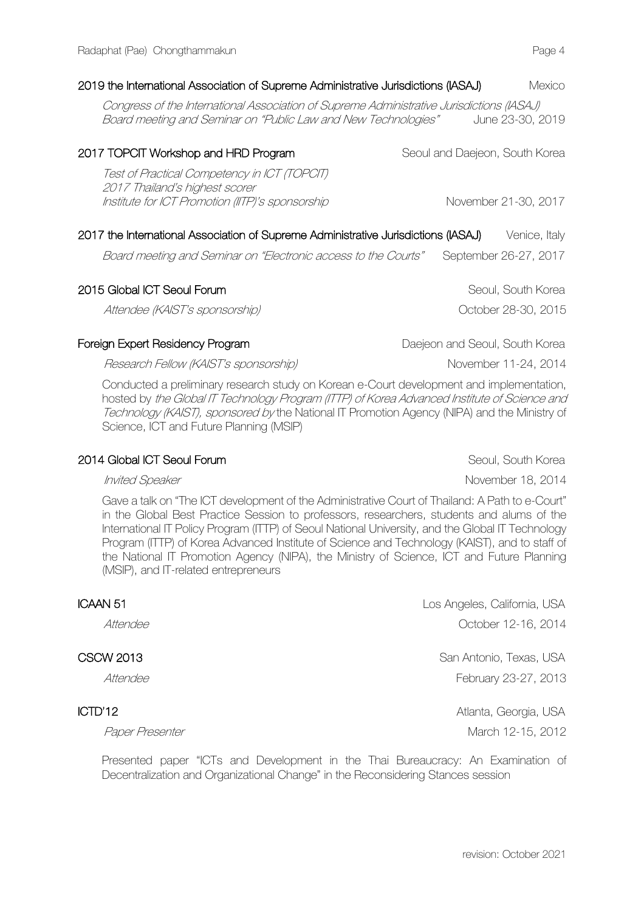**2019 the International Association of Supreme Administrative Jurisdictions (IASAJ)** Mexico

*Congress of the International Association of Supreme Administrative Jurisdictions (IASAJ)*
*Board meeting and Seminar on "Public Law and New Technologies"* June 23-30, 2019

**2017 TOPCIT Workshop and HRD Program** Seoul and Daejeon, South Korea

*Test of Practical Competency in ICT (TOPCIT)*
*2017 Thailand's highest scorer*
*Institute for ICT Promotion (IITP)'s sponsorship* November 21-30, 2017

**2017 the International Association of Supreme Administrative Jurisdictions (IASAJ)** Venice, Italy

*Board meeting and Seminar on "Electronic access to the Courts"* September 26-27, 2017

**2015 Global ICT Seoul Forum** Seoul, South Korea

*Attendee (KAIST's sponsorship)* October 28-30, 2015

**Foreign Expert Residency Program** Daejeon and Seoul, South Korea

*Research Fellow (KAIST's sponsorship)* November 11-24, 2014

Conducted a preliminary research study on Korean e-Court development and implementation, hosted by *the Global IT Technology Program (ITTP) of Korea Advanced Institute of Science and Technology (KAIST), sponsored by* the National IT Promotion Agency (NIPA) and the Ministry of Science, ICT and Future Planning (MSIP)

**2014 Global ICT Seoul Forum** Seoul, South Korea

*Invited Speaker* November 18, 2014

Gave a talk on "The ICT development of the Administrative Court of Thailand: A Path to e-Court" in the Global Best Practice Session to professors, researchers, students and alums of the International IT Policy Program (ITTP) of Seoul National University, and the Global IT Technology Program (ITTP) of Korea Advanced Institute of Science and Technology (KAIST), and to staff of the National IT Promotion Agency (NIPA), the Ministry of Science, ICT and Future Planning (MSIP), and IT-related entrepreneurs

**ICAAN 51** Los Angeles, California, USA

*Attendee* October 12-16, 2014

**CSCW 2013** San Antonio, Texas, USA

*Attendee* February 23-27, 2013

**ICTD'12** Atlanta, Georgia, USA

*Paper Presenter* March 12-15, 2012

Presented paper "ICTs and Development in the Thai Bureaucracy: An Examination of Decentralization and Organizational Change" in the Reconsidering Stances session

revision: October 2021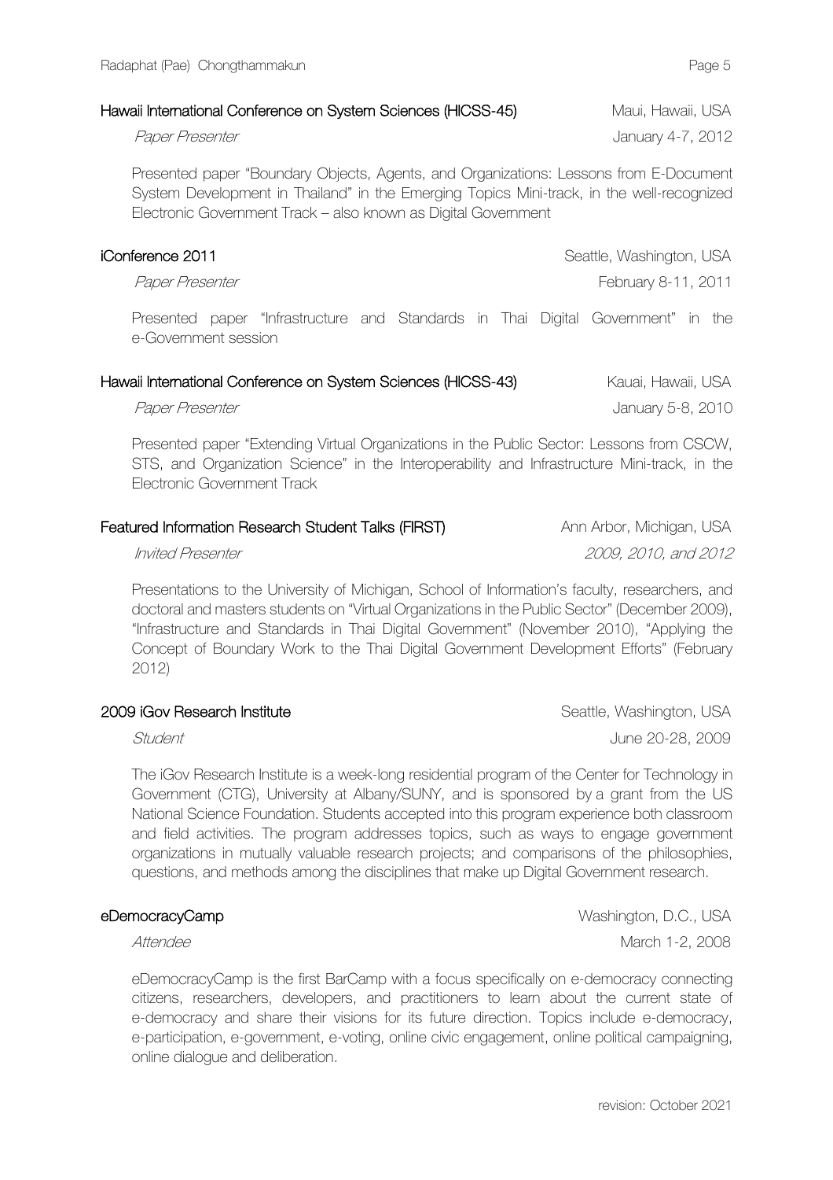**Hawaii International Conference on System Sciences (HICSS-45)** Maui, Hawaii, USA

*Paper Presenter* January 4-7, 2012

Presented paper "Boundary Objects, Agents, and Organizations: Lessons from E-Document System Development in Thailand" in the Emerging Topics Mini-track, in the well-recognized Electronic Government Track – also known as Digital Government

**iConference 2011** Seattle, Washington, USA

*Paper Presenter* February 8-11, 2011

Presented paper "Infrastructure and Standards in Thai Digital Government" in the e-Government session

**Hawaii International Conference on System Sciences (HICSS-43)** Kauai, Hawaii, USA

*Paper Presenter* January 5-8, 2010

Presented paper "Extending Virtual Organizations in the Public Sector: Lessons from CSCW, STS, and Organization Science" in the Interoperability and Infrastructure Mini-track, in the Electronic Government Track

**Featured Information Research Student Talks (FIRST)** Ann Arbor, Michigan, USA

*Invited Presenter* *2009, 2010, and 2012*

Presentations to the University of Michigan, School of Information's faculty, researchers, and doctoral and masters students on "Virtual Organizations in the Public Sector" (December 2009), "Infrastructure and Standards in Thai Digital Government" (November 2010), "Applying the Concept of Boundary Work to the Thai Digital Government Development Efforts" (February 2012)

**2009 iGov Research Institute** Seattle, Washington, USA

*Student* June 20-28, 2009

The iGov Research Institute is a week-long residential program of the Center for Technology in Government (CTG), University at Albany/SUNY, and is sponsored by a grant from the US National Science Foundation. Students accepted into this program experience both classroom and field activities. The program addresses topics, such as ways to engage government organizations in mutually valuable research projects; and comparisons of the philosophies, questions, and methods among the disciplines that make up Digital Government research.

**eDemocracyCamp** Washington, D.C., USA

*Attendee* March 1-2, 2008

eDemocracyCamp is the first BarCamp with a focus specifically on e-democracy connecting citizens, researchers, developers, and practitioners to learn about the current state of e-democracy and share their visions for its future direction. Topics include e-democracy, e-participation, e-government, e-voting, online civic engagement, online political campaigning, online dialogue and deliberation.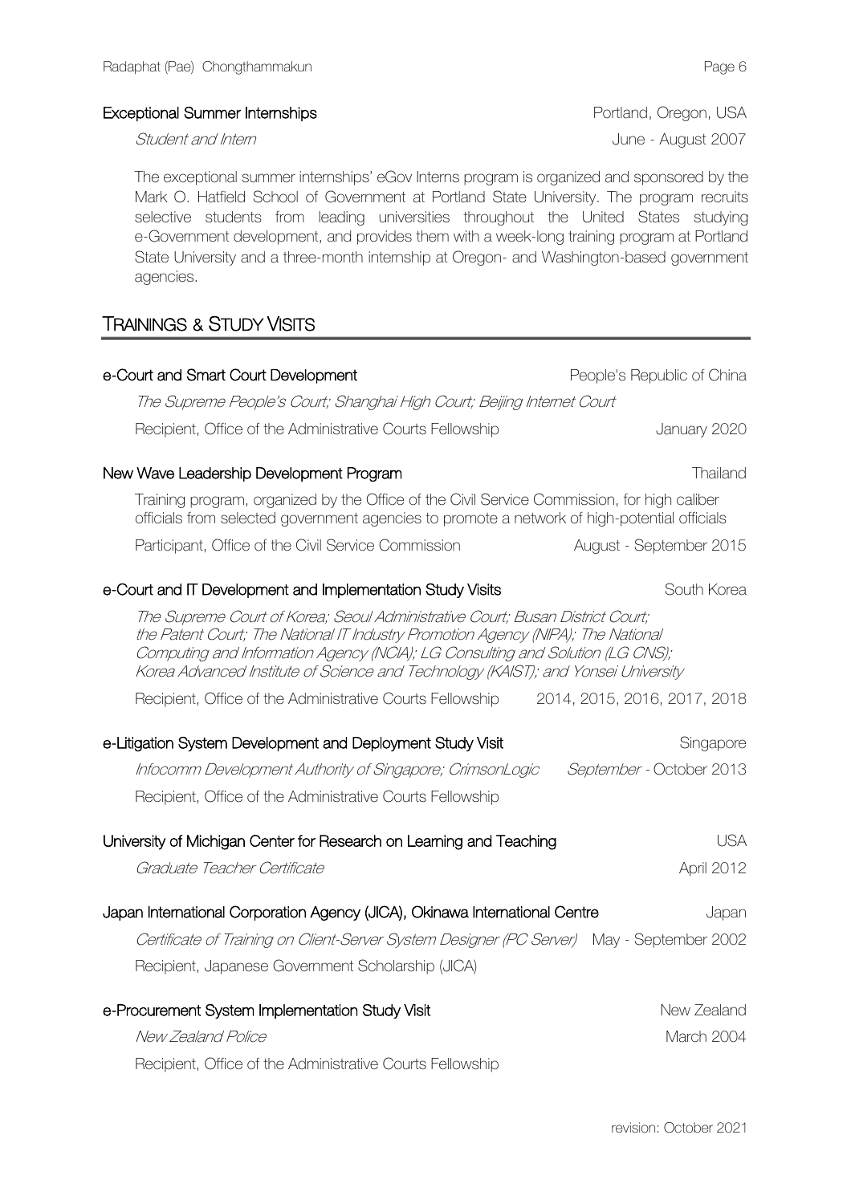**Exceptional Summer Internships** — Portland, Oregon, USA

*Student and Intern* — June - August 2007

The exceptional summer internships' eGov Interns program is organized and sponsored by the Mark O. Hatfield School of Government at Portland State University. The program recruits selective students from leading universities throughout the United States studying e-Government development, and provides them with a week-long training program at Portland State University and a three-month internship at Oregon- and Washington-based government agencies.

## TRAININGS & STUDY VISITS

**e-Court and Smart Court Development** — People's Republic of China

*The Supreme People's Court; Shanghai High Court; Beijing Internet Court*

Recipient, Office of the Administrative Courts Fellowship — January 2020

**New Wave Leadership Development Program** — Thailand

Training program, organized by the Office of the Civil Service Commission, for high caliber officials from selected government agencies to promote a network of high-potential officials

Participant, Office of the Civil Service Commission — August - September 2015

**e-Court and IT Development and Implementation Study Visits** — South Korea

*The Supreme Court of Korea; Seoul Administrative Court; Busan District Court; the Patent Court; The National IT Industry Promotion Agency (NIPA); The National Computing and Information Agency (NCIA); LG Consulting and Solution (LG CNS); Korea Advanced Institute of Science and Technology (KAIST); and Yonsei University*

Recipient, Office of the Administrative Courts Fellowship — 2014, 2015, 2016, 2017, 2018

**e-Litigation System Development and Deployment Study Visit** — Singapore

*Infocomm Development Authority of Singapore; CrimsonLogic* — *September* - October 2013

Recipient, Office of the Administrative Courts Fellowship

**University of Michigan Center for Research on Learning and Teaching** — USA

*Graduate Teacher Certificate* — April 2012

**Japan International Corporation Agency (JICA), Okinawa International Centre** — Japan

*Certificate of Training on Client-Server System Designer (PC Server)* — May - September 2002

Recipient, Japanese Government Scholarship (JICA)

**e-Procurement System Implementation Study Visit** — New Zealand

*New Zealand Police* — March 2004

Recipient, Office of the Administrative Courts Fellowship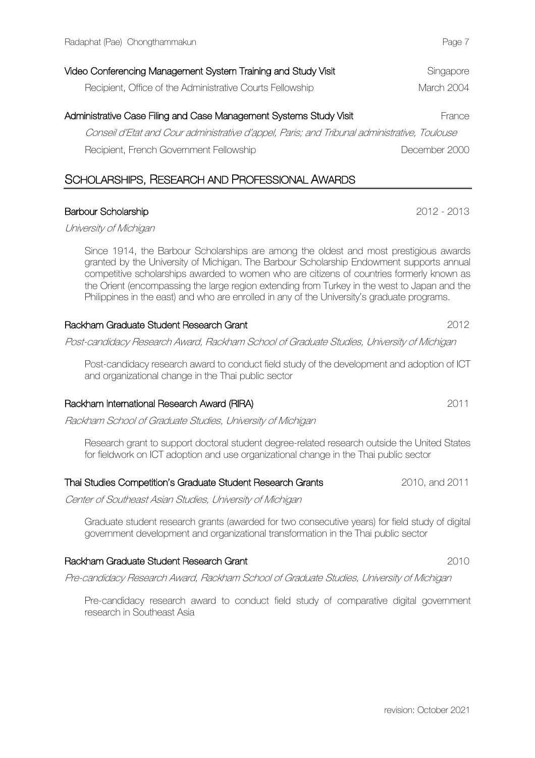**Video Conferencing Management System Training and Study Visit** — Singapore

Recipient, Office of the Administrative Courts Fellowship — March 2004

**Administrative Case Filing and Case Management Systems Study Visit** — France

*Conseil d'Etat and Cour administrative d'appel, Paris; and Tribunal administrative, Toulouse*

Recipient, French Government Fellowship — December 2000

## SCHOLARSHIPS, RESEARCH AND PROFESSIONAL AWARDS

**Barbour Scholarship** — 2012 - 2013

*University of Michigan*

Since 1914, the Barbour Scholarships are among the oldest and most prestigious awards granted by the University of Michigan. The Barbour Scholarship Endowment supports annual competitive scholarships awarded to women who are citizens of countries formerly known as the Orient (encompassing the large region extending from Turkey in the west to Japan and the Philippines in the east) and who are enrolled in any of the University's graduate programs.

**Rackham Graduate Student Research Grant** — 2012

*Post-candidacy Research Award, Rackham School of Graduate Studies, University of Michigan*

Post-candidacy research award to conduct field study of the development and adoption of ICT and organizational change in the Thai public sector

**Rackham International Research Award (RIRA)** — 2011

*Rackham School of Graduate Studies, University of Michigan*

Research grant to support doctoral student degree-related research outside the United States for fieldwork on ICT adoption and use organizational change in the Thai public sector

**Thai Studies Competition's Graduate Student Research Grants** — 2010, and 2011

*Center of Southeast Asian Studies, University of Michigan*

Graduate student research grants (awarded for two consecutive years) for field study of digital government development and organizational transformation in the Thai public sector

**Rackham Graduate Student Research Grant** — 2010

*Pre-candidacy Research Award, Rackham School of Graduate Studies, University of Michigan*

Pre-candidacy research award to conduct field study of comparative digital government research in Southeast Asia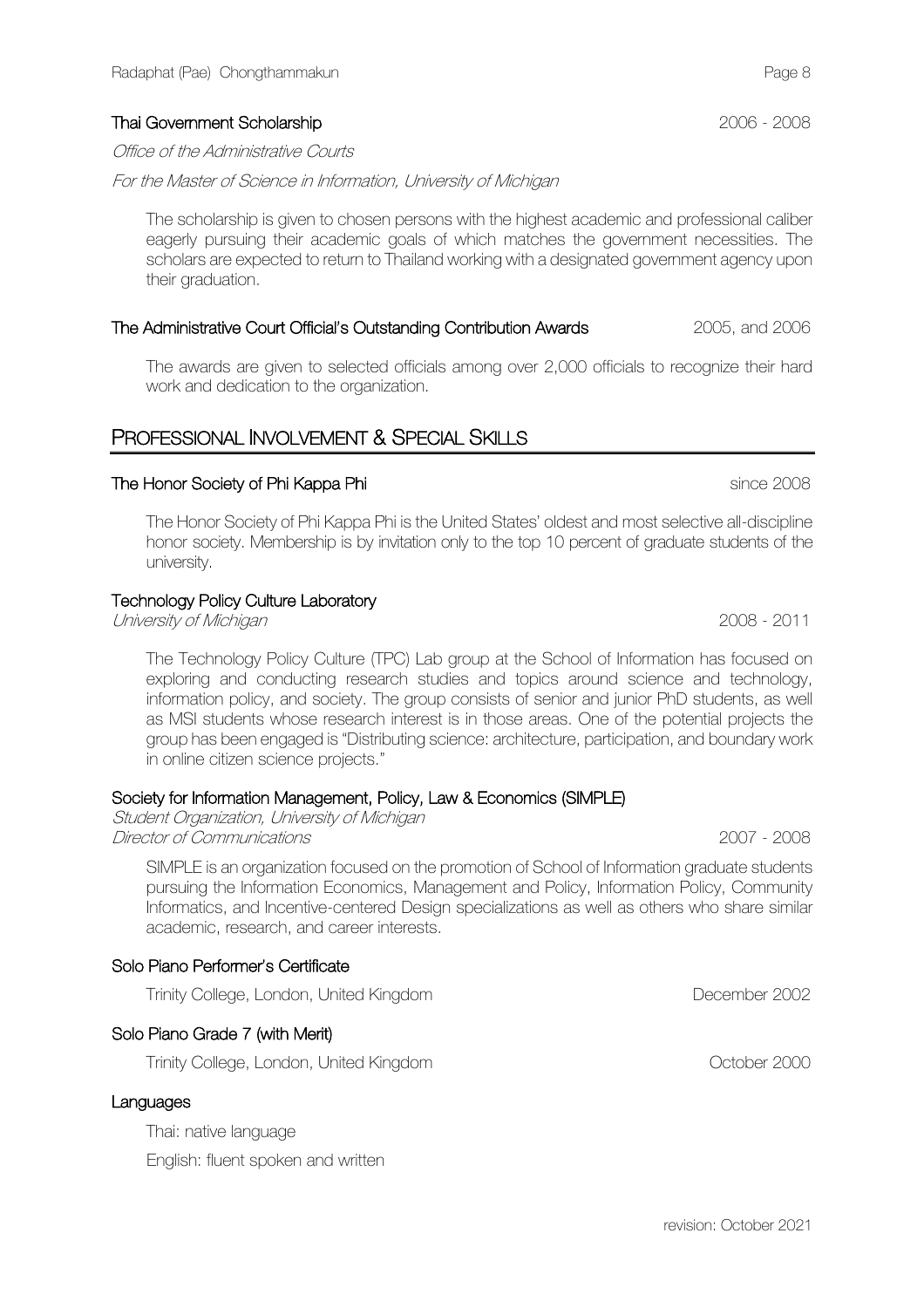**Thai Government Scholarship** 2006 - 2008

*Office of the Administrative Courts*

*For the Master of Science in Information, University of Michigan*

The scholarship is given to chosen persons with the highest academic and professional caliber eagerly pursuing their academic goals of which matches the government necessities. The scholars are expected to return to Thailand working with a designated government agency upon their graduation.

**The Administrative Court Official's Outstanding Contribution Awards** 2005, and 2006

The awards are given to selected officials among over 2,000 officials to recognize their hard work and dedication to the organization.

## PROFESSIONAL INVOLVEMENT & SPECIAL SKILLS

**The Honor Society of Phi Kappa Phi** since 2008

The Honor Society of Phi Kappa Phi is the United States' oldest and most selective all-discipline honor society. Membership is by invitation only to the top 10 percent of graduate students of the university.

**Technology Policy Culture Laboratory**

*University of Michigan* 2008 - 2011

The Technology Policy Culture (TPC) Lab group at the School of Information has focused on exploring and conducting research studies and topics around science and technology, information policy, and society. The group consists of senior and junior PhD students, as well as MSI students whose research interest is in those areas. One of the potential projects the group has been engaged is "Distributing science: architecture, participation, and boundary work in online citizen science projects."

**Society for Information Management, Policy, Law & Economics (SIMPLE)**

*Student Organization, University of Michigan*

*Director of Communications* 2007 - 2008

SIMPLE is an organization focused on the promotion of School of Information graduate students pursuing the Information Economics, Management and Policy, Information Policy, Community Informatics, and Incentive-centered Design specializations as well as others who share similar academic, research, and career interests.

**Solo Piano Performer's Certificate**

Trinity College, London, United Kingdom December 2002

**Solo Piano Grade 7 (with Merit)**

Trinity College, London, United Kingdom October 2000

**Languages**

Thai: native language

English: fluent spoken and written

revision: October 2021